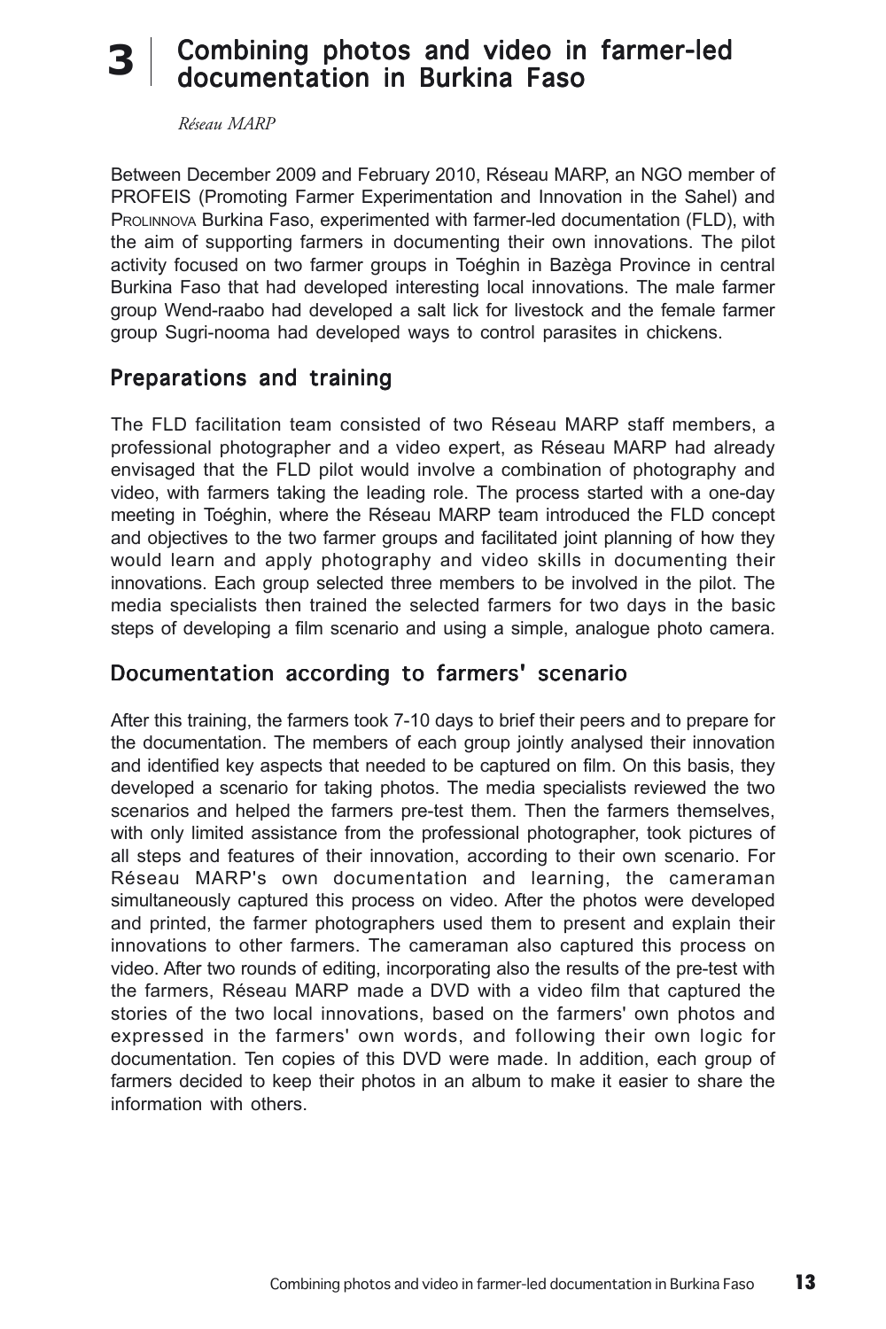# 3 Combining photos and video in farmer-led documentation in Burkina Faso

*Réseau MARP*

Between December 2009 and February 2010, Réseau MARP, an NGO member of PROFEIS (Promoting Farmer Experimentation and Innovation in the Sahel) and PROLINNOVA Burkina Faso, experimented with farmer-led documentation (FLD), with the aim of supporting farmers in documenting their own innovations. The pilot activity focused on two farmer groups in Toéghin in Bazèga Province in central Burkina Faso that had developed interesting local innovations. The male farmer group Wend-raabo had developed a salt lick for livestock and the female farmer group Sugri-nooma had developed ways to control parasites in chickens.

## Preparations and training

The FLD facilitation team consisted of two Réseau MARP staff members, a professional photographer and a video expert, as Réseau MARP had already envisaged that the FLD pilot would involve a combination of photography and video, with farmers taking the leading role. The process started with a one-day meeting in Toéghin, where the Réseau MARP team introduced the FLD concept and objectives to the two farmer groups and facilitated joint planning of how they would learn and apply photography and video skills in documenting their innovations. Each group selected three members to be involved in the pilot. The media specialists then trained the selected farmers for two days in the basic steps of developing a film scenario and using a simple, analogue photo camera.

## Documentation according to farmers' scenario

After this training, the farmers took 7-10 days to brief their peers and to prepare for the documentation. The members of each group jointly analysed their innovation and identified key aspects that needed to be captured on film. On this basis, they developed a scenario for taking photos. The media specialists reviewed the two scenarios and helped the farmers pre-test them. Then the farmers themselves, with only limited assistance from the professional photographer, took pictures of all steps and features of their innovation, according to their own scenario. For Réseau MARP's own documentation and learning, the cameraman simultaneously captured this process on video. After the photos were developed and printed, the farmer photographers used them to present and explain their innovations to other farmers. The cameraman also captured this process on video. After two rounds of editing, incorporating also the results of the pre-test with the farmers, Réseau MARP made a DVD with a video film that captured the stories of the two local innovations, based on the farmers' own photos and expressed in the farmers' own words, and following their own logic for documentation. Ten copies of this DVD were made. In addition, each group of farmers decided to keep their photos in an album to make it easier to share the information with others.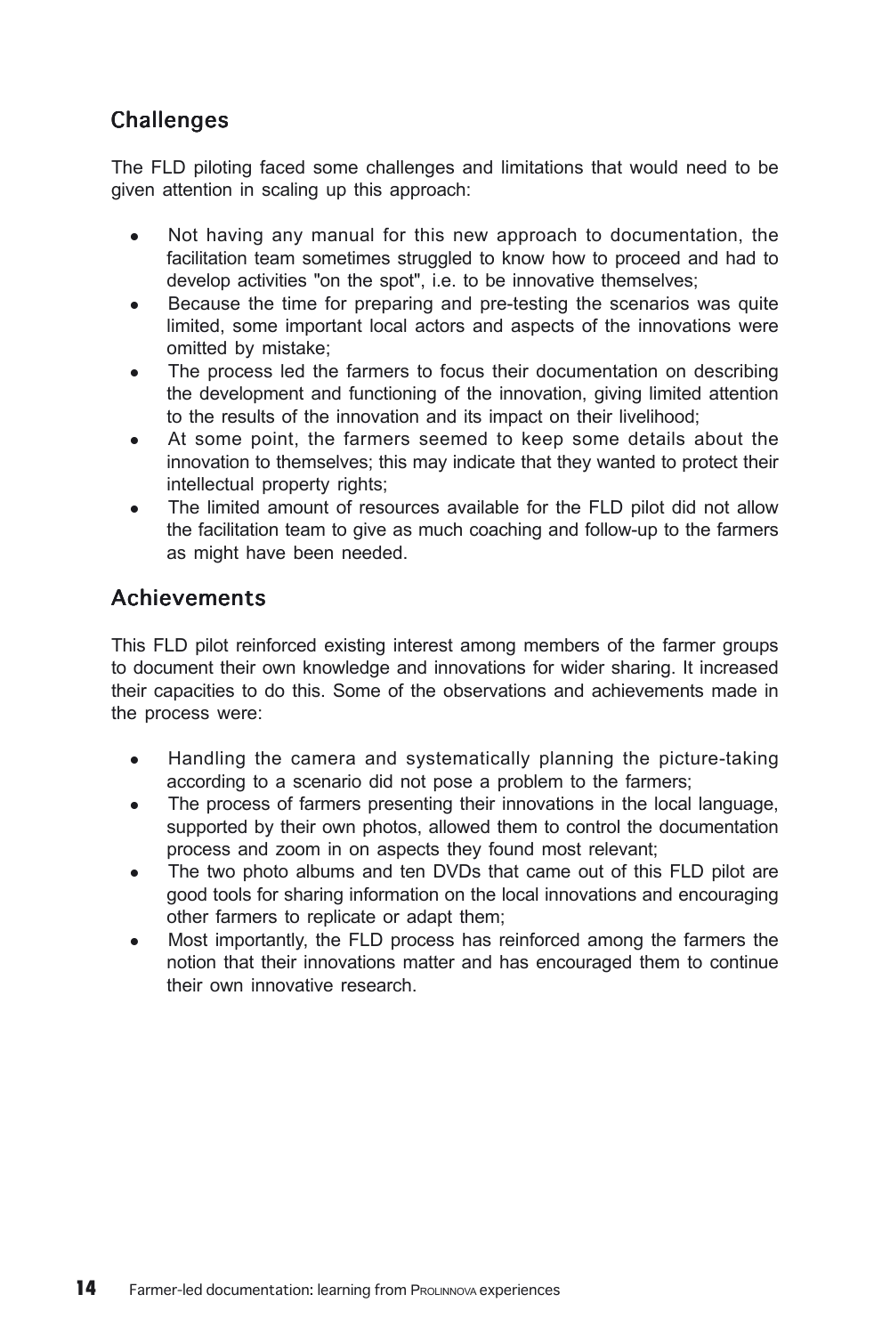## Challenges

The FLD piloting faced some challenges and limitations that would need to be given attention in scaling up this approach:

- Not having any manual for this new approach to documentation, the facilitation team sometimes struggled to know how to proceed and had to develop activities "on the spot", i.e. to be innovative themselves;
- Because the time for preparing and pre-testing the scenarios was quite limited, some important local actors and aspects of the innovations were omitted by mistake;
- The process led the farmers to focus their documentation on describing the development and functioning of the innovation, giving limited attention to the results of the innovation and its impact on their livelihood;
- At some point, the farmers seemed to keep some details about the innovation to themselves; this may indicate that they wanted to protect their intellectual property rights;
- The limited amount of resources available for the FLD pilot did not allow the facilitation team to give as much coaching and follow-up to the farmers as might have been needed.

## Achievements

This FLD pilot reinforced existing interest among members of the farmer groups to document their own knowledge and innovations for wider sharing. It increased their capacities to do this. Some of the observations and achievements made in the process were:

- Handling the camera and systematically planning the picture-taking according to a scenario did not pose a problem to the farmers;
- The process of farmers presenting their innovations in the local language, supported by their own photos, allowed them to control the documentation process and zoom in on aspects they found most relevant;
- The two photo albums and ten DVDs that came out of this FLD pilot are good tools for sharing information on the local innovations and encouraging other farmers to replicate or adapt them;
- Most importantly, the FLD process has reinforced among the farmers the notion that their innovations matter and has encouraged them to continue their own innovative research.